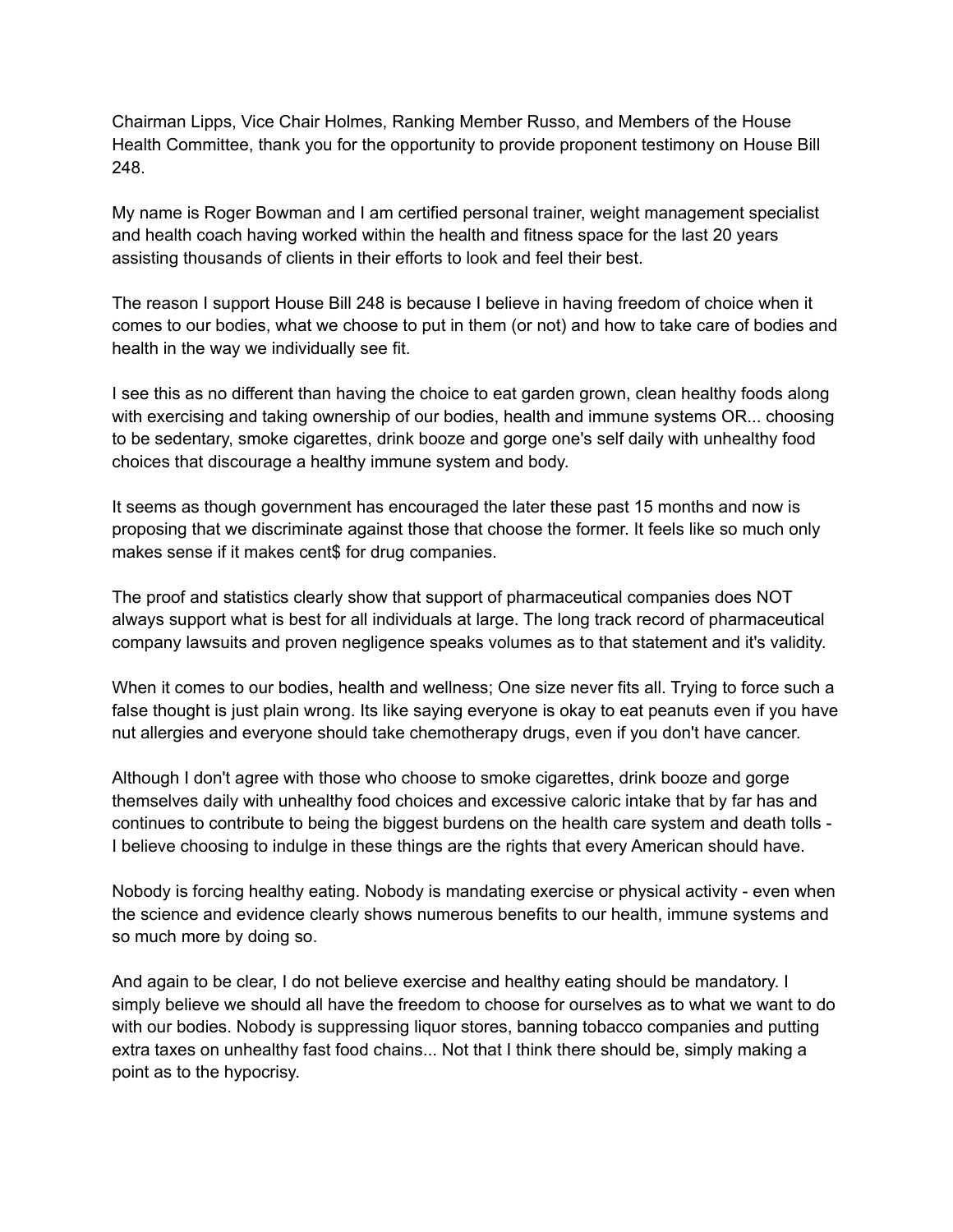Chairman Lipps, Vice Chair Holmes, Ranking Member Russo, and Members of the House Health Committee, thank you for the opportunity to provide proponent testimony on House Bill 248.

My name is Roger Bowman and I am certified personal trainer, weight management specialist and health coach having worked within the health and fitness space for the last 20 years assisting thousands of clients in their efforts to look and feel their best.

The reason I support House Bill 248 is because I believe in having freedom of choice when it comes to our bodies, what we choose to put in them (or not) and how to take care of bodies and health in the way we individually see fit.

I see this as no different than having the choice to eat garden grown, clean healthy foods along with exercising and taking ownership of our bodies, health and immune systems OR... choosing to be sedentary, smoke cigarettes, drink booze and gorge one's self daily with unhealthy food choices that discourage a healthy immune system and body.

It seems as though government has encouraged the later these past 15 months and now is proposing that we discriminate against those that choose the former. It feels like so much only makes sense if it makes cent$ for drug companies.

The proof and statistics clearly show that support of pharmaceutical companies does NOT always support what is best for all individuals at large. The long track record of pharmaceutical company lawsuits and proven negligence speaks volumes as to that statement and it's validity.

When it comes to our bodies, health and wellness; One size never fits all. Trying to force such a false thought is just plain wrong. Its like saying everyone is okay to eat peanuts even if you have nut allergies and everyone should take chemotherapy drugs, even if you don't have cancer.

Although I don't agree with those who choose to smoke cigarettes, drink booze and gorge themselves daily with unhealthy food choices and excessive caloric intake that by far has and continues to contribute to being the biggest burdens on the health care system and death tolls - I believe choosing to indulge in these things are the rights that every American should have.

Nobody is forcing healthy eating. Nobody is mandating exercise or physical activity - even when the science and evidence clearly shows numerous benefits to our health, immune systems and so much more by doing so.

And again to be clear, I do not believe exercise and healthy eating should be mandatory. I simply believe we should all have the freedom to choose for ourselves as to what we want to do with our bodies. Nobody is suppressing liquor stores, banning tobacco companies and putting extra taxes on unhealthy fast food chains... Not that I think there should be, simply making a point as to the hypocrisy.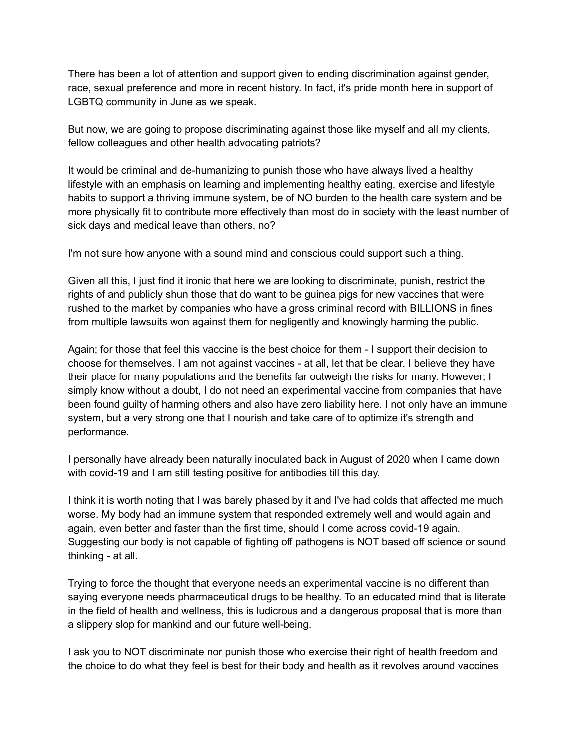There has been a lot of attention and support given to ending discrimination against gender, race, sexual preference and more in recent history. In fact, it's pride month here in support of LGBTQ community in June as we speak.

But now, we are going to propose discriminating against those like myself and all my clients, fellow colleagues and other health advocating patriots?

It would be criminal and de-humanizing to punish those who have always lived a healthy lifestyle with an emphasis on learning and implementing healthy eating, exercise and lifestyle habits to support a thriving immune system, be of NO burden to the health care system and be more physically fit to contribute more effectively than most do in society with the least number of sick days and medical leave than others, no?

I'm not sure how anyone with a sound mind and conscious could support such a thing.

Given all this, I just find it ironic that here we are looking to discriminate, punish, restrict the rights of and publicly shun those that do want to be guinea pigs for new vaccines that were rushed to the market by companies who have a gross criminal record with BILLIONS in fines from multiple lawsuits won against them for negligently and knowingly harming the public.

Again; for those that feel this vaccine is the best choice for them - I support their decision to choose for themselves. I am not against vaccines - at all, let that be clear. I believe they have their place for many populations and the benefits far outweigh the risks for many. However; I simply know without a doubt, I do not need an experimental vaccine from companies that have been found guilty of harming others and also have zero liability here. I not only have an immune system, but a very strong one that I nourish and take care of to optimize it's strength and performance.

I personally have already been naturally inoculated back in August of 2020 when I came down with covid-19 and I am still testing positive for antibodies till this day.

I think it is worth noting that I was barely phased by it and I've had colds that affected me much worse. My body had an immune system that responded extremely well and would again and again, even better and faster than the first time, should I come across covid-19 again. Suggesting our body is not capable of fighting off pathogens is NOT based off science or sound thinking - at all.

Trying to force the thought that everyone needs an experimental vaccine is no different than saying everyone needs pharmaceutical drugs to be healthy. To an educated mind that is literate in the field of health and wellness, this is ludicrous and a dangerous proposal that is more than a slippery slop for mankind and our future well-being.

I ask you to NOT discriminate nor punish those who exercise their right of health freedom and the choice to do what they feel is best for their body and health as it revolves around vaccines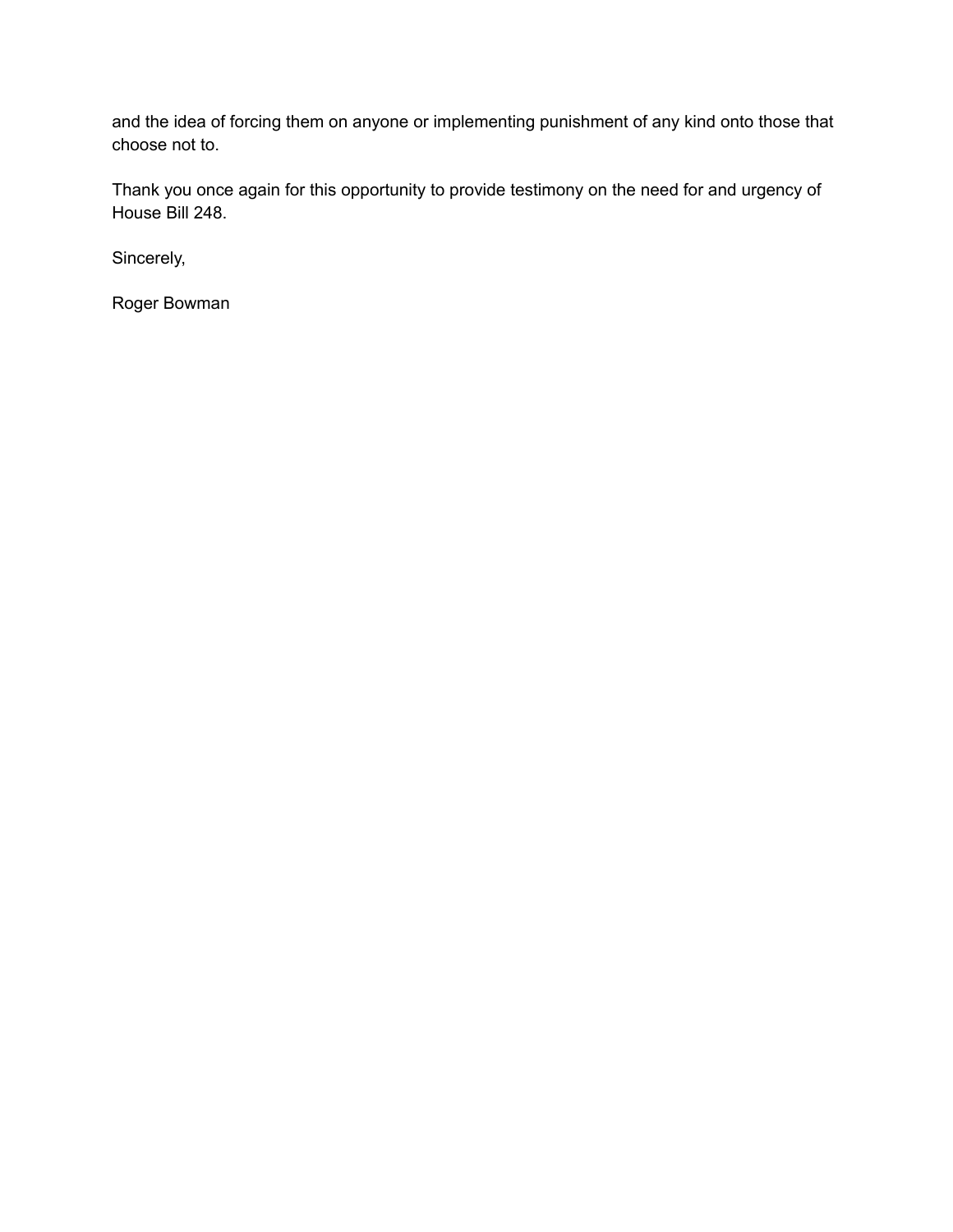and the idea of forcing them on anyone or implementing punishment of any kind onto those that choose not to.

Thank you once again for this opportunity to provide testimony on the need for and urgency of House Bill 248.

Sincerely,

Roger Bowman